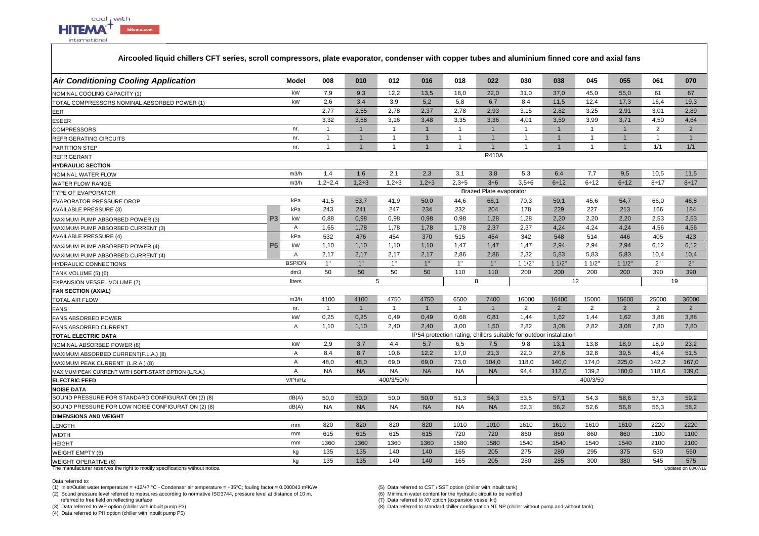# Aircooled liquid chillers CFT series, scroll compressors, plate evaporator, condenser with copper tubes and aluminium finned core and axial fans

| *Air Conditioning Cooling Application* | | Model | 008 | 010 | 012 | 016 | 018 | 022 | 030 | 038 | 045 | 055 | 061 | 070 |
|---|---|---|---|---|---|---|---|---|---|---|---|---|---|---|
| NOMINAL COOLING CAPACITY (1) | | kW | 7,9 | 9,3 | 12,2 | 13,5 | 18,0 | 22,0 | 31,0 | 37,0 | 45,0 | 55,0 | 61 | 67 |
| TOTAL COMPRESSORS NOMINAL ABSORBED POWER (1) | | kW | 2,6 | 3,4 | 3,9 | 5,2 | 5,8 | 6,7 | 8,4 | 11,5 | 12,4 | 17,3 | 16,4 | 19,3 |
| EER | | | 2,77 | 2,55 | 2,78 | 2,37 | 2,78 | 2,93 | 3,15 | 2,82 | 3,25 | 2,91 | 3,01 | 2,89 |
| ESEER | | | 3,32 | 3,58 | 3,16 | 3,48 | 3,35 | 3,36 | 4,01 | 3,59 | 3,99 | 3,71 | 4,50 | 4,64 |
| COMPRESSORS | | nr. | 1 | 1 | 1 | 1 | 1 | 1 | 1 | 1 | 1 | 1 | 2 | 2 |
| REFRIGERATING CIRCUITS | | nr. | 1 | 1 | 1 | 1 | 1 | 1 | 1 | 1 | 1 | 1 | 1 | 1 |
| PARTITION STEP | | nr. | 1 | 1 | 1 | 1 | 1 | 1 | 1 | 1 | 1 | 1 | 1/1 | 1/1 |
| REFRIGERANT | | | R410A | | | | | | | | | | | |
| **HYDRAULIC SECTION** | | | | | | | | | | | | | | |
| NOMINAL WATER FLOW | | m3/h | 1,4 | 1,6 | 2,1 | 2,3 | 3,1 | 3,8 | 5,3 | 6,4 | 7,7 | 9,5 | 10,5 | 11,5 |
| WATER FLOW RANGE | | m3/h | 1,2÷2,4 | 1,2÷3 | 1,2÷3 | 1,2÷3 | 2,3÷5 | 3÷6 | 3,5÷6 | 6÷12 | 6÷12 | 6÷12 | 8÷17 | 8÷17 |
| TYPE OF EVAPORATOR | | | Brazed Plate evaporator | | | | | | | | | | | |
| EVAPORATOR PRESSURE DROP | | kPa | 41,5 | 53,7 | 41,9 | 50,0 | 44,6 | 66,1 | 70,3 | 50,1 | 45,6 | 54,7 | 66,0 | 46,8 |
| AVAILABLE PRESSURE (3) | P3 | kPa | 243 | 241 | 247 | 234 | 232 | 204 | 178 | 229 | 227 | 213 | 166 | 184 |
| MAXIMUM PUMP ABSORBED POWER (3) | P3 | kW | 0,88 | 0,98 | 0,98 | 0,98 | 0,98 | 1,28 | 1,28 | 2,20 | 2,20 | 2,20 | 2,53 | 2,53 |
| MAXIMUM PUMP ABSORBED CURRENT (3) | P3 | A | 1,65 | 1,78 | 1,78 | 1,78 | 1,78 | 2,37 | 2,37 | 4,24 | 4,24 | 4,24 | 4,56 | 4,56 |
| AVAILABLE PRESSURE (4) | P5 | kPa | 532 | 476 | 454 | 370 | 515 | 454 | 342 | 548 | 514 | 446 | 405 | 423 |
| MAXIMUM PUMP ABSORBED POWER (4) | P5 | kW | 1,10 | 1,10 | 1,10 | 1,10 | 1,47 | 1,47 | 1,47 | 2,94 | 2,94 | 2,94 | 6,12 | 6,12 |
| MAXIMUM PUMP ABSORBED CURRENT (4) | P5 | A | 2,17 | 2,17 | 2,17 | 2,17 | 2,86 | 2,86 | 2,32 | 5,83 | 5,83 | 5,83 | 10,4 | 10,4 |
| HYDRAULIC CONNECTIONS | | BSP/DN | 1" | 1" | 1" | 1" | 1" | 1" | 1 1/2" | 1 1/2" | 1 1/2" | 1 1/2" | 2" | 2" |
| TANK VOLUME (5) (6) | | dm3 | 50 | 50 | 50 | 50 | 110 | 110 | 200 | 200 | 200 | 200 | 390 | 390 |
| EXPANSION VESSEL VOLUME (7) | | liters | 5 | | | | 8 | | 12 | | | | 19 | |
| **FAN SECTION (AXIAL)** | | | | | | | | | | | | | | |
| TOTAL AIR FLOW | | m3/h | 4100 | 4100 | 4750 | 4750 | 6500 | 7400 | 16000 | 16400 | 15000 | 15600 | 25000 | 36000 |
| FANS | | nr. | 1 | 1 | 1 | 1 | 1 | 1 | 2 | 2 | 2 | 2 | 2 | 2 |
| FANS ABSORBED POWER | | kW | 0,25 | 0,25 | 0,49 | 0,49 | 0,68 | 0,81 | 1,44 | 1,62 | 1,44 | 1,62 | 3,88 | 3,88 |
| FANS ABSORBED CURRENT | | A | 1,10 | 1,10 | 2,40 | 2,40 | 3,00 | 1,50 | 2,82 | 3,08 | 2,82 | 3,08 | 7,80 | 7,80 |
| **TOTAL ELECTRIC DATA** | | | IP54 protection rating, chillers suitable for outdoor installation | | | | | | | | | | | |
| NOMINAL ABSORBED POWER (8) | | kW | 2,9 | 3,7 | 4,4 | 5,7 | 6,5 | 7,5 | 9,8 | 13,1 | 13,8 | 18,9 | 18,9 | 23,2 |
| MAXIMUM ABSORBED CURRENT(F.L.A.) (8) | | A | 8,4 | 8,7 | 10,6 | 12,2 | 17,0 | 21,3 | 22,0 | 27,6 | 32,8 | 39,5 | 43,4 | 51,5 |
| MAXIMUM PEAK CURRENT (L.R.A.) (8) | | A | 48,0 | 48,0 | 69,0 | 69,0 | 73,0 | 104,0 | 118,0 | 140,0 | 174,0 | 225,0 | 142,2 | 167,0 |
| MAXIMUM PEAK CURRENT WITH SOFT-START OPTION (L.R.A.) | | A | NA | NA | NA | NA | NA | NA | 94,4 | 112,0 | 139,2 | 180,0 | 118,6 | 139,0 |
| **ELECTRIC FEED** | | V/Ph/Hz | 400/3/50/N | | | | | | 400/3/50 | | | | | |
| **NOISE DATA** | | | | | | | | | | | | | | |
| SOUND PRESSURE FOR STANDARD CONFIGURATION (2) (8) | | dB(A) | 50,0 | 50,0 | 50,0 | 50,0 | 51,3 | 54,3 | 53,5 | 57,1 | 54,3 | 58,6 | 57,3 | 59,2 |
| SOUND PRESSURE FOR LOW NOISE CONFIGURATION (2) (8) | | dB(A) | NA | NA | NA | NA | NA | NA | 52,3 | 56,2 | 52,6 | 56,8 | 56,3 | 58,2 |
| **DIMENSIONS AND WEIGHT** | | | | | | | | | | | | | | |
| LENGTH | | mm | 820 | 820 | 820 | 820 | 1010 | 1010 | 1610 | 1610 | 1610 | 1610 | 2220 | 2220 |
| WIDTH | | mm | 615 | 615 | 615 | 615 | 720 | 720 | 860 | 860 | 860 | 860 | 1100 | 1100 |
| HEIGHT | | mm | 1360 | 1360 | 1360 | 1360 | 1580 | 1580 | 1540 | 1540 | 1540 | 1540 | 2100 | 2100 |
| WEIGHT EMPTY (6) | | kg | 135 | 135 | 140 | 140 | 165 | 205 | 275 | 280 | 295 | 375 | 530 | 560 |
| WEIGHT OPERATIVE (6) | | kg | 135 | 135 | 140 | 140 | 165 | 205 | 280 | 285 | 300 | 380 | 545 | 575 |

The manufacturer reserves the right to modify specifications without notice.

Updated on 08/07/16

Data referred to:

(1) Inlet/Outlet water temperature = +12/+7 °C - Condenser air temperature = +35°C; fouling factor = 0.000043 m²K/W

(2) Sound pressure level referred to measures according to normative ISO3744, pressure level at distance of 10 m, referred to free field on reflecting surface

(3) Data referred to WP option (chiller with inbuilt pump P3)

(4) Data referred to PH option (chiller with inbuilt pump P5)

(5) Data referred to CST / SST option (chiller with inbuilt tank)

(6) Minimum water content for the hydraulic circuit to be verified

(7) Data referred to XV option (expansion vessel kit)

(8) Data referred to standard chiller configuration NT.NP (chiller without pump and without tank)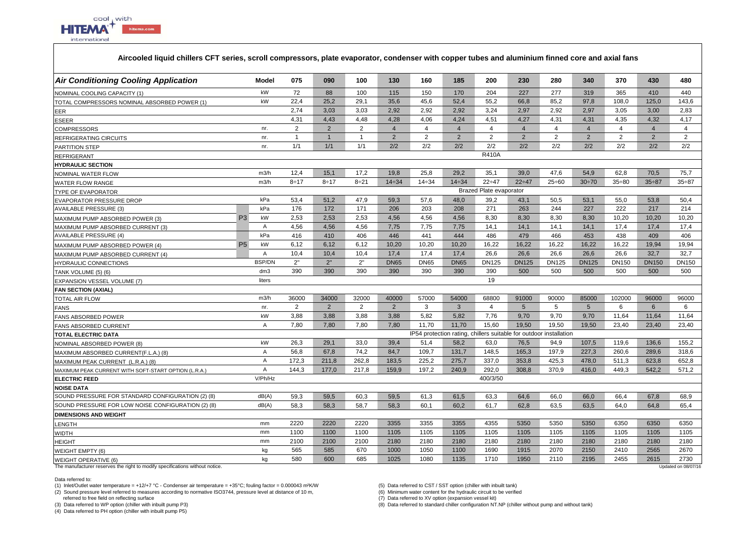**Aircooled liquid chillers CFT series, scroll compressors, plate evaporator, condenser with copper tubes and aluminium finned core and axial fans**

| *Air Conditioning Cooling Application* | | Model | 075 | 090 | 100 | 130 | 160 | 185 | 200 | 230 | 280 | 340 | 370 | 430 | 480 |
|---|---|---|---|---|---|---|---|---|---|---|---|---|---|---|---|
| NOMINAL COOLING CAPACITY (1) | | kW | 72 | 88 | 100 | 115 | 150 | 170 | 204 | 227 | 277 | 319 | 365 | 410 | 440 |
| TOTAL COMPRESSORS NOMINAL ABSORBED POWER (1) | | kW | 22,4 | 25,2 | 29,1 | 35,6 | 45,6 | 52,4 | 55,2 | 66,8 | 85,2 | 97,8 | 108,0 | 125,0 | 143,6 |
| EER | | | 2,74 | 3,03 | 3,03 | 2,92 | 2,92 | 2,92 | 3,24 | 2,97 | 2,92 | 2,97 | 3,05 | 3,00 | 2,83 |
| ESEER | | | 4,31 | 4,43 | 4,48 | 4,28 | 4,06 | 4,24 | 4,51 | 4,27 | 4,31 | 4,31 | 4,35 | 4,32 | 4,17 |
| COMPRESSORS | | nr. | 2 | 2 | 2 | 4 | 4 | 4 | 4 | 4 | 4 | 4 | 4 | 4 | 4 |
| REFRIGERATING CIRCUITS | | nr. | 1 | 1 | 1 | 2 | 2 | 2 | 2 | 2 | 2 | 2 | 2 | 2 | 2 |
| PARTITION STEP | | nr. | 1/1 | 1/1 | 1/1 | 2/2 | 2/2 | 2/2 | 2/2 | 2/2 | 2/2 | 2/2 | 2/2 | 2/2 | 2/2 |
| REFRIGERANT | | | R410A | | | | | | | | | | | | |
| **HYDRAULIC SECTION** | | | | | | | | | | | | | | | |
| NOMINAL WATER FLOW | | m3/h | 12,4 | 15,1 | 17,2 | 19,8 | 25,8 | 29,2 | 35,1 | 39,0 | 47,6 | 54,9 | 62,8 | 70,5 | 75,7 |
| WATER FLOW RANGE | | m3/h | 8÷17 | 8÷17 | 8÷21 | 14÷34 | 14÷34 | 14÷34 | 22÷47 | 22÷47 | 25÷60 | 30÷70 | 35÷80 | 35÷87 | 35÷87 |
| TYPE OF EVAPORATOR | | | Brazed Plate evaporator | | | | | | | | | | | | |
| EVAPORATOR PRESSURE DROP | | kPa | 53,4 | 51,2 | 47,9 | 59,3 | 57,6 | 48,0 | 39,2 | 43,1 | 50,5 | 53,1 | 55,0 | 53,8 | 50,4 |
| AVAILABLE PRESSURE (3) | P3 | kPa | 176 | 172 | 171 | 206 | 203 | 208 | 271 | 263 | 244 | 227 | 222 | 217 | 214 |
| MAXIMUM PUMP ABSORBED POWER (3) | P3 | kW | 2,53 | 2,53 | 2,53 | 4,56 | 4,56 | 4,56 | 8,30 | 8,30 | 8,30 | 8,30 | 10,20 | 10,20 | 10,20 |
| MAXIMUM PUMP ABSORBED CURRENT (3) | P3 | A | 4,56 | 4,56 | 4,56 | 7,75 | 7,75 | 7,75 | 14,1 | 14,1 | 14,1 | 14,1 | 17,4 | 17,4 | 17,4 |
| AVAILABLE PRESSURE (4) | P5 | kPa | 416 | 410 | 406 | 446 | 441 | 444 | 486 | 479 | 466 | 453 | 438 | 409 | 406 |
| MAXIMUM PUMP ABSORBED POWER (4) | P5 | kW | 6,12 | 6,12 | 6,12 | 10,20 | 10,20 | 10,20 | 16,22 | 16,22 | 16,22 | 16,22 | 16,22 | 19,94 | 19,94 |
| MAXIMUM PUMP ABSORBED CURRENT (4) | P5 | A | 10,4 | 10,4 | 10,4 | 17,4 | 17,4 | 17,4 | 26,6 | 26,6 | 26,6 | 26,6 | 26,6 | 32,7 | 32,7 |
| HYDRAULIC CONNECTIONS | | BSP/DN | 2" | 2" | 2" | DN65 | DN65 | DN65 | DN125 | DN125 | DN125 | DN125 | DN150 | DN150 | DN150 |
| TANK VOLUME (5) (6) | | dm3 | 390 | 390 | 390 | 390 | 390 | 390 | 390 | 500 | 500 | 500 | 500 | 500 | 500 |
| EXPANSION VESSEL VOLUME (7) | | liters | 19 | | | | | | | | | | | | |
| **FAN SECTION (AXIAL)** | | | | | | | | | | | | | | | |
| TOTAL AIR FLOW | | m3/h | 36000 | 34000 | 32000 | 40000 | 57000 | 54000 | 68800 | 91000 | 90000 | 85000 | 102000 | 96000 | 96000 |
| FANS | | nr. | 2 | 2 | 2 | 2 | 3 | 3 | 4 | 5 | 5 | 5 | 6 | 6 | 6 |
| FANS ABSORBED POWER | | kW | 3,88 | 3,88 | 3,88 | 3,88 | 5,82 | 5,82 | 7,76 | 9,70 | 9,70 | 9,70 | 11,64 | 11,64 | 11,64 |
| FANS ABSORBED CURRENT | | A | 7,80 | 7,80 | 7,80 | 7,80 | 11,70 | 11,70 | 15,60 | 19,50 | 19,50 | 19,50 | 23,40 | 23,40 | 23,40 |
| **TOTAL ELECTRIC DATA** | | | IP54 protection rating, chillers suitable for outdoor installation | | | | | | | | | | | | |
| NOMINAL ABSORBED POWER (8) | | kW | 26,3 | 29,1 | 33,0 | 39,4 | 51,4 | 58,2 | 63,0 | 76,5 | 94,9 | 107,5 | 119,6 | 136,6 | 155,2 |
| MAXIMUM ABSORBED CURRENT(F.L.A.) (8) | | A | 56,8 | 67,8 | 74,2 | 84,7 | 109,7 | 131,7 | 148,5 | 165,3 | 197,9 | 227,3 | 260,6 | 289,6 | 318,6 |
| MAXIMUM PEAK CURRENT (L.R.A.) (8) | | A | 172,3 | 211,8 | 262,8 | 183,5 | 225,2 | 275,7 | 337,0 | 353,8 | 425,3 | 478,0 | 511,3 | 623,8 | 652,8 |
| MAXIMUM PEAK CURRENT WITH SOFT-START OPTION (L.R.A.) | | A | 144,3 | 177,0 | 217,8 | 159,9 | 197,2 | 240,9 | 292,0 | 308,8 | 370,9 | 416,0 | 449,3 | 542,2 | 571,2 |
| **ELECTRIC FEED** | | V/Ph/Hz | 400/3/50 | | | | | | | | | | | | |
| **NOISE DATA** | | | | | | | | | | | | | | | |
| SOUND PRESSURE FOR STANDARD CONFIGURATION (2) (8) | | dB(A) | 59,3 | 59,5 | 60,3 | 59,5 | 61,3 | 61,5 | 63,3 | 64,6 | 66,0 | 66,0 | 66,4 | 67,8 | 68,9 |
| SOUND PRESSURE FOR LOW NOISE CONFIGURATION (2) (8) | | dB(A) | 58,3 | 58,3 | 58,7 | 58,3 | 60,1 | 60,2 | 61,7 | 62,8 | 63,5 | 63,5 | 64,0 | 64,8 | 65,4 |
| **DIMENSIONS AND WEIGHT** | | | | | | | | | | | | | | | |
| LENGTH | | mm | 2220 | 2220 | 2220 | 3355 | 3355 | 3355 | 4355 | 5350 | 5350 | 5350 | 6350 | 6350 | 6350 |
| WIDTH | | mm | 1100 | 1100 | 1100 | 1105 | 1105 | 1105 | 1105 | 1105 | 1105 | 1105 | 1105 | 1105 | 1105 |
| HEIGHT | | mm | 2100 | 2100 | 2100 | 2180 | 2180 | 2180 | 2180 | 2180 | 2180 | 2180 | 2180 | 2180 | 2180 |
| WEIGHT EMPTY (6) | | kg | 565 | 585 | 670 | 1000 | 1050 | 1100 | 1690 | 1915 | 2070 | 2150 | 2410 | 2565 | 2670 |
| WEIGHT OPERATIVE (6) | | kg | 580 | 600 | 685 | 1025 | 1080 | 1135 | 1710 | 1950 | 2110 | 2195 | 2455 | 2615 | 2730 |

The manufacturer reserves the right to modify specifications without notice.

Updated on 08/07/16

Data referred to:

(1) Inlet/Outlet water temperature = +12/+7 °C - Condenser air temperature = +35°C; fouling factor = 0.000043 m²K/W

(2) Sound pressure level referred to measures according to normative ISO3744, pressure level at distance of 10 m, referred to free field on reflecting surface

(3) Data referred to WP option (chiller with inbuilt pump P3)

(4) Data referred to PH option (chiller with inbuilt pump P5)

(5) Data referred to CST / SST option (chiller with inbuilt tank)

(6) Minimum water content for the hydraulic circuit to be verified

(7) Data referred to XV option (expansion vessel kit)

(8) Data referred to standard chiller configuration NT.NP (chiller without pump and without tank)